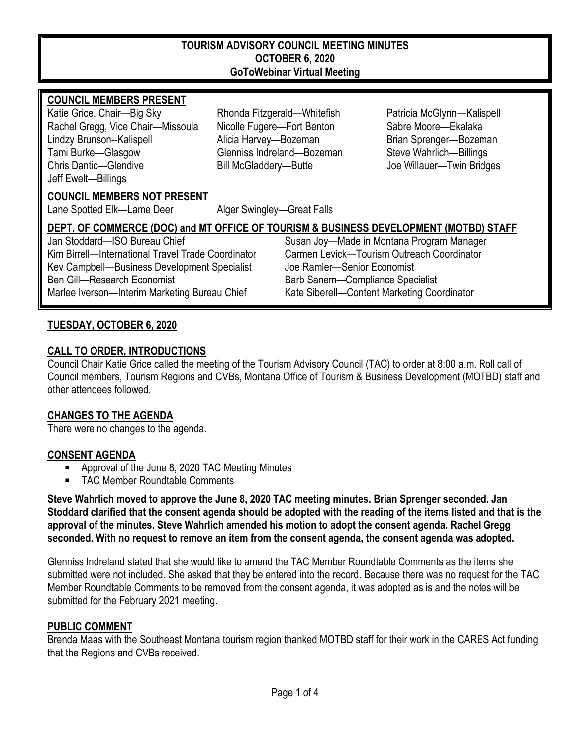# TOURISM ADVISORY COUNCIL MEETING MINUTES
## OCTOBER 6, 2020
### GoToWebinar Virtual Meeting

**COUNCIL MEMBERS PRESENT**

Katie Grice, Chair—Big Sky
Rachel Gregg, Vice Chair—Missoula
Lindzy Brunson--Kalispell
Tami Burke—Glasgow
Chris Dantic—Glendive
Jeff Ewelt—Billings
Rhonda Fitzgerald—Whitefish
Nicolle Fugere—Fort Benton
Alicia Harvey—Bozeman
Glenniss Indreland—Bozeman
Bill McGladdery—Butte
Patricia McGlynn—Kalispell
Sabre Moore—Ekalaka
Brian Sprenger—Bozeman
Steve Wahrlich—Billings
Joe Willauer—Twin Bridges

**COUNCIL MEMBERS NOT PRESENT**

Lane Spotted Elk—Lame Deer
Alger Swingley—Great Falls

**DEPT. OF COMMERCE (DOC) and MT OFFICE OF TOURISM & BUSINESS DEVELOPMENT (MOTBD) STAFF**

Jan Stoddard—ISO Bureau Chief
Kim Birrell—International Travel Trade Coordinator
Kev Campbell—Business Development Specialist
Ben Gill—Research Economist
Marlee Iverson—Interim Marketing Bureau Chief
Susan Joy—Made in Montana Program Manager
Carmen Levick—Tourism Outreach Coordinator
Joe Ramler—Senior Economist
Barb Sanem—Compliance Specialist
Kate Siberell—Content Marketing Coordinator

## TUESDAY, OCTOBER 6, 2020

### CALL TO ORDER, INTRODUCTIONS

Council Chair Katie Grice called the meeting of the Tourism Advisory Council (TAC) to order at 8:00 a.m. Roll call of Council members, Tourism Regions and CVBs, Montana Office of Tourism & Business Development (MOTBD) staff and other attendees followed.

### CHANGES TO THE AGENDA

There were no changes to the agenda.

### CONSENT AGENDA

- Approval of the June 8, 2020 TAC Meeting Minutes
- TAC Member Roundtable Comments

**Steve Wahrlich moved to approve the June 8, 2020 TAC meeting minutes. Brian Sprenger seconded. Jan Stoddard clarified that the consent agenda should be adopted with the reading of the items listed and that is the approval of the minutes. Steve Wahrlich amended his motion to adopt the consent agenda. Rachel Gregg seconded. With no request to remove an item from the consent agenda, the consent agenda was adopted.**

Glenniss Indreland stated that she would like to amend the TAC Member Roundtable Comments as the items she submitted were not included. She asked that they be entered into the record. Because there was no request for the TAC Member Roundtable Comments to be removed from the consent agenda, it was adopted as is and the notes will be submitted for the February 2021 meeting.

### PUBLIC COMMENT

Brenda Maas with the Southeast Montana tourism region thanked MOTBD staff for their work in the CARES Act funding that the Regions and CVBs received.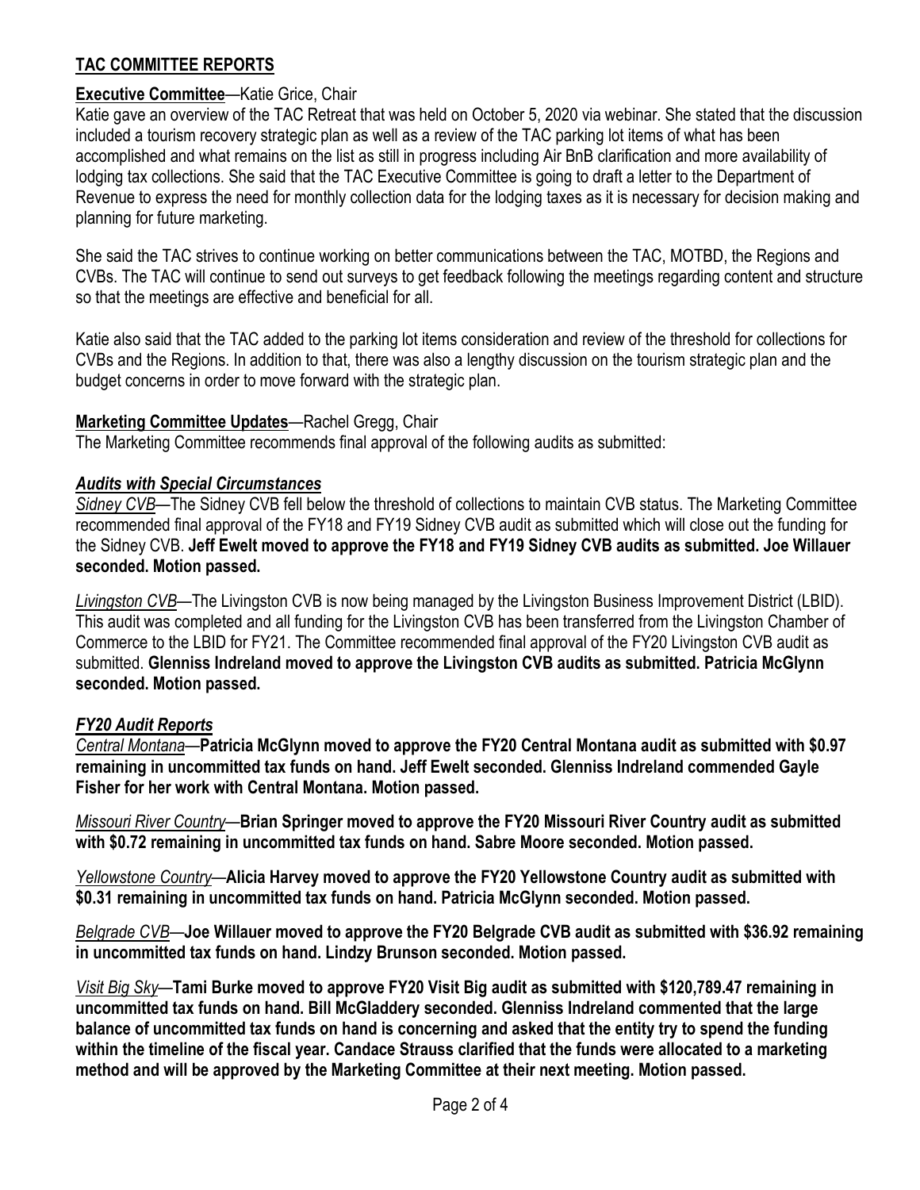## TAC COMMITTEE REPORTS

**Executive Committee**—Katie Grice, Chair

Katie gave an overview of the TAC Retreat that was held on October 5, 2020 via webinar. She stated that the discussion included a tourism recovery strategic plan as well as a review of the TAC parking lot items of what has been accomplished and what remains on the list as still in progress including Air BnB clarification and more availability of lodging tax collections. She said that the TAC Executive Committee is going to draft a letter to the Department of Revenue to express the need for monthly collection data for the lodging taxes as it is necessary for decision making and planning for future marketing.

She said the TAC strives to continue working on better communications between the TAC, MOTBD, the Regions and CVBs. The TAC will continue to send out surveys to get feedback following the meetings regarding content and structure so that the meetings are effective and beneficial for all.

Katie also said that the TAC added to the parking lot items consideration and review of the threshold for collections for CVBs and the Regions. In addition to that, there was also a lengthy discussion on the tourism strategic plan and the budget concerns in order to move forward with the strategic plan.

**Marketing Committee Updates**—Rachel Gregg, Chair

The Marketing Committee recommends final approval of the following audits as submitted:

### *Audits with Special Circumstances*

*Sidney CVB*—The Sidney CVB fell below the threshold of collections to maintain CVB status. The Marketing Committee recommended final approval of the FY18 and FY19 Sidney CVB audit as submitted which will close out the funding for the Sidney CVB. **Jeff Ewelt moved to approve the FY18 and FY19 Sidney CVB audits as submitted. Joe Willauer seconded. Motion passed.**

*Livingston CVB*—The Livingston CVB is now being managed by the Livingston Business Improvement District (LBID). This audit was completed and all funding for the Livingston CVB has been transferred from the Livingston Chamber of Commerce to the LBID for FY21. The Committee recommended final approval of the FY20 Livingston CVB audit as submitted. **Glenniss Indreland moved to approve the Livingston CVB audits as submitted. Patricia McGlynn seconded. Motion passed.**

### *FY20 Audit Reports*

*Central Montana*—**Patricia McGlynn moved to approve the FY20 Central Montana audit as submitted with $0.97 remaining in uncommitted tax funds on hand. Jeff Ewelt seconded. Glenniss Indreland commended Gayle Fisher for her work with Central Montana. Motion passed.**

*Missouri River Country*—**Brian Springer moved to approve the FY20 Missouri River Country audit as submitted with $0.72 remaining in uncommitted tax funds on hand. Sabre Moore seconded. Motion passed.**

*Yellowstone Country*—**Alicia Harvey moved to approve the FY20 Yellowstone Country audit as submitted with $0.31 remaining in uncommitted tax funds on hand. Patricia McGlynn seconded. Motion passed.**

*Belgrade CVB*—**Joe Willauer moved to approve the FY20 Belgrade CVB audit as submitted with $36.92 remaining in uncommitted tax funds on hand. Lindzy Brunson seconded. Motion passed.**

*Visit Big Sky*—**Tami Burke moved to approve FY20 Visit Big audit as submitted with $120,789.47 remaining in uncommitted tax funds on hand. Bill McGladdery seconded. Glenniss Indreland commented that the large balance of uncommitted tax funds on hand is concerning and asked that the entity try to spend the funding within the timeline of the fiscal year. Candace Strauss clarified that the funds were allocated to a marketing method and will be approved by the Marketing Committee at their next meeting. Motion passed.**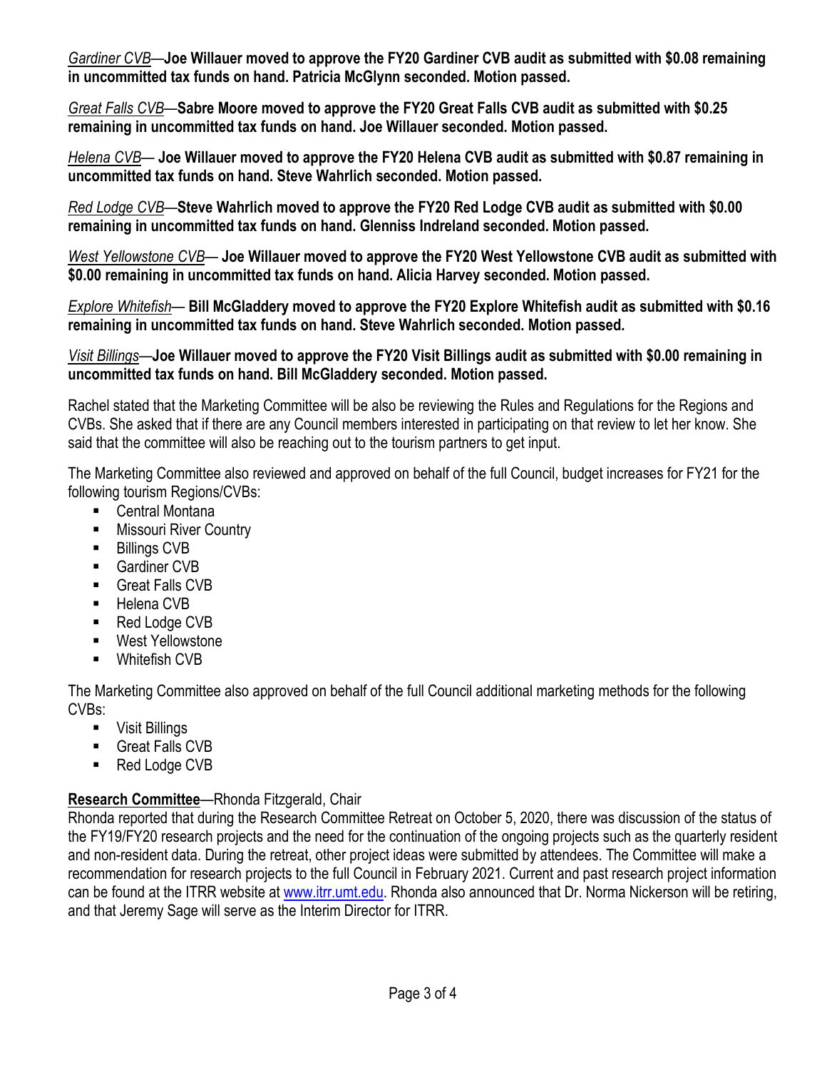*Gardiner CVB*—**Joe Willauer moved to approve the FY20 Gardiner CVB audit as submitted with $0.08 remaining in uncommitted tax funds on hand. Patricia McGlynn seconded. Motion passed.**

*Great Falls CVB*—**Sabre Moore moved to approve the FY20 Great Falls CVB audit as submitted with $0.25 remaining in uncommitted tax funds on hand. Joe Willauer seconded. Motion passed.**

*Helena CVB*— **Joe Willauer moved to approve the FY20 Helena CVB audit as submitted with $0.87 remaining in uncommitted tax funds on hand. Steve Wahrlich seconded. Motion passed.**

*Red Lodge CVB*—**Steve Wahrlich moved to approve the FY20 Red Lodge CVB audit as submitted with $0.00 remaining in uncommitted tax funds on hand. Glenniss Indreland seconded. Motion passed.**

*West Yellowstone CVB*— **Joe Willauer moved to approve the FY20 West Yellowstone CVB audit as submitted with $0.00 remaining in uncommitted tax funds on hand. Alicia Harvey seconded. Motion passed.**

*Explore Whitefish*— **Bill McGladdery moved to approve the FY20 Explore Whitefish audit as submitted with $0.16 remaining in uncommitted tax funds on hand. Steve Wahrlich seconded. Motion passed.**

*Visit Billings*—**Joe Willauer moved to approve the FY20 Visit Billings audit as submitted with $0.00 remaining in uncommitted tax funds on hand. Bill McGladdery seconded. Motion passed.**

Rachel stated that the Marketing Committee will be also be reviewing the Rules and Regulations for the Regions and CVBs. She asked that if there are any Council members interested in participating on that review to let her know. She said that the committee will also be reaching out to the tourism partners to get input.

The Marketing Committee also reviewed and approved on behalf of the full Council, budget increases for FY21 for the following tourism Regions/CVBs:

- Central Montana
- Missouri River Country
- Billings CVB
- Gardiner CVB
- Great Falls CVB
- Helena CVB
- Red Lodge CVB
- West Yellowstone
- Whitefish CVB

The Marketing Committee also approved on behalf of the full Council additional marketing methods for the following CVBs:

- Visit Billings
- Great Falls CVB
- Red Lodge CVB

**Research Committee**—Rhonda Fitzgerald, Chair

Rhonda reported that during the Research Committee Retreat on October 5, 2020, there was discussion of the status of the FY19/FY20 research projects and the need for the continuation of the ongoing projects such as the quarterly resident and non-resident data. During the retreat, other project ideas were submitted by attendees. The Committee will make a recommendation for research projects to the full Council in February 2021. Current and past research project information can be found at the ITRR website at www.itrr.umt.edu. Rhonda also announced that Dr. Norma Nickerson will be retiring, and that Jeremy Sage will serve as the Interim Director for ITRR.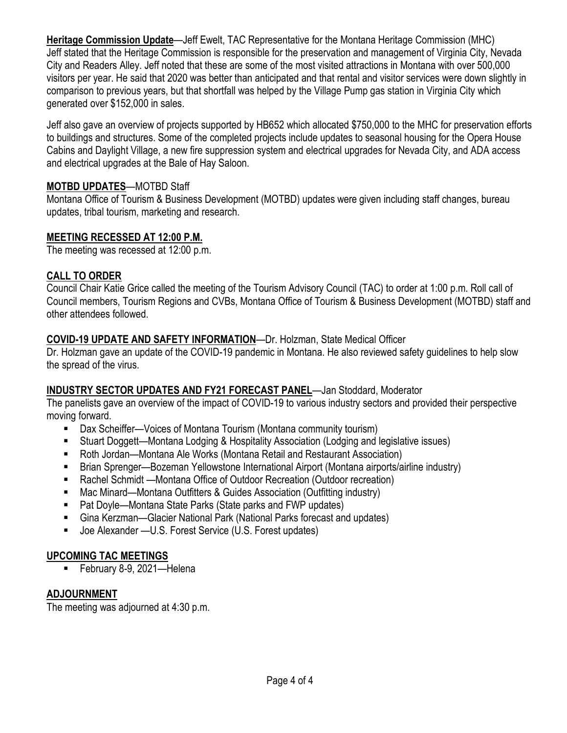**Heritage Commission Update**—Jeff Ewelt, TAC Representative for the Montana Heritage Commission (MHC)
Jeff stated that the Heritage Commission is responsible for the preservation and management of Virginia City, Nevada City and Readers Alley. Jeff noted that these are some of the most visited attractions in Montana with over 500,000 visitors per year. He said that 2020 was better than anticipated and that rental and visitor services were down slightly in comparison to previous years, but that shortfall was helped by the Village Pump gas station in Virginia City which generated over $152,000 in sales.

Jeff also gave an overview of projects supported by HB652 which allocated $750,000 to the MHC for preservation efforts to buildings and structures. Some of the completed projects include updates to seasonal housing for the Opera House Cabins and Daylight Village, a new fire suppression system and electrical upgrades for Nevada City, and ADA access and electrical upgrades at the Bale of Hay Saloon.

**MOTBD UPDATES**—MOTBD Staff
Montana Office of Tourism & Business Development (MOTBD) updates were given including staff changes, bureau updates, tribal tourism, marketing and research.

**MEETING RECESSED AT 12:00 P.M.**
The meeting was recessed at 12:00 p.m.

**CALL TO ORDER**
Council Chair Katie Grice called the meeting of the Tourism Advisory Council (TAC) to order at 1:00 p.m. Roll call of Council members, Tourism Regions and CVBs, Montana Office of Tourism & Business Development (MOTBD) staff and other attendees followed.

**COVID-19 UPDATE AND SAFETY INFORMATION**—Dr. Holzman, State Medical Officer
Dr. Holzman gave an update of the COVID-19 pandemic in Montana. He also reviewed safety guidelines to help slow the spread of the virus.

**INDUSTRY SECTOR UPDATES AND FY21 FORECAST PANEL**—Jan Stoddard, Moderator
The panelists gave an overview of the impact of COVID-19 to various industry sectors and provided their perspective moving forward.

- Dax Scheiffer—Voices of Montana Tourism (Montana community tourism)
- Stuart Doggett—Montana Lodging & Hospitality Association (Lodging and legislative issues)
- Roth Jordan—Montana Ale Works (Montana Retail and Restaurant Association)
- Brian Sprenger—Bozeman Yellowstone International Airport (Montana airports/airline industry)
- Rachel Schmidt —Montana Office of Outdoor Recreation (Outdoor recreation)
- Mac Minard—Montana Outfitters & Guides Association (Outfitting industry)
- Pat Doyle—Montana State Parks (State parks and FWP updates)
- Gina Kerzman—Glacier National Park (National Parks forecast and updates)
- Joe Alexander —U.S. Forest Service (U.S. Forest updates)

**UPCOMING TAC MEETINGS**

- February 8-9, 2021—Helena

**ADJOURNMENT**
The meeting was adjourned at 4:30 p.m.